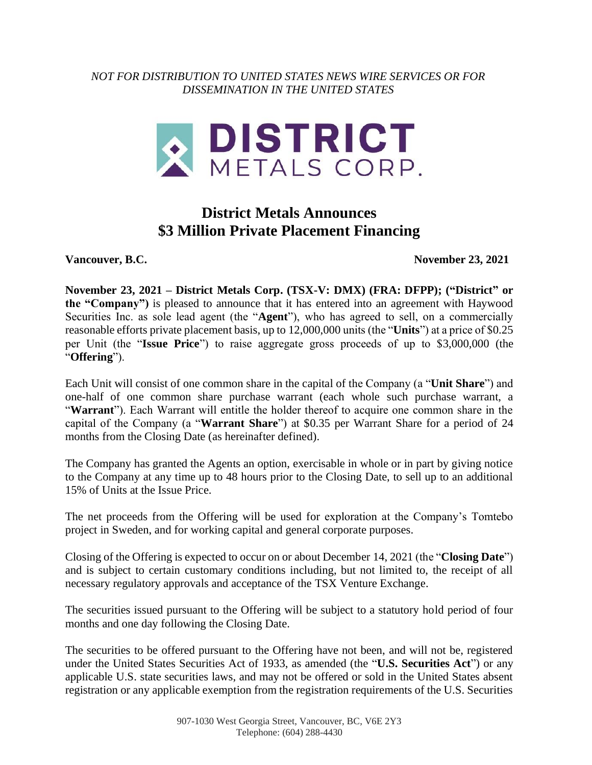*NOT FOR DISTRIBUTION TO UNITED STATES NEWS WIRE SERVICES OR FOR DISSEMINATION IN THE UNITED STATES*

DISTRICT METALS CORP.

# District Metals Announces \$3 Million Private Placement Financing

**Vancouver, B.C.** **November 23, 2021**

**November 23, 2021 – District Metals Corp. (TSX-V: DMX) (FRA: DFPP); ("District" or the "Company")** is pleased to announce that it has entered into an agreement with Haywood Securities Inc. as sole lead agent (the "**Agent**"), who has agreed to sell, on a commercially reasonable efforts private placement basis, up to 12,000,000 units (the "**Units**") at a price of \$0.25 per Unit (the "**Issue Price**") to raise aggregate gross proceeds of up to \$3,000,000 (the "**Offering**").

Each Unit will consist of one common share in the capital of the Company (a "**Unit Share**") and one-half of one common share purchase warrant (each whole such purchase warrant, a "**Warrant**"). Each Warrant will entitle the holder thereof to acquire one common share in the capital of the Company (a "**Warrant Share**") at \$0.35 per Warrant Share for a period of 24 months from the Closing Date (as hereinafter defined).

The Company has granted the Agents an option, exercisable in whole or in part by giving notice to the Company at any time up to 48 hours prior to the Closing Date, to sell up to an additional 15% of Units at the Issue Price.

The net proceeds from the Offering will be used for exploration at the Company's Tomtebo project in Sweden, and for working capital and general corporate purposes.

Closing of the Offering is expected to occur on or about December 14, 2021 (the "**Closing Date**") and is subject to certain customary conditions including, but not limited to, the receipt of all necessary regulatory approvals and acceptance of the TSX Venture Exchange.

The securities issued pursuant to the Offering will be subject to a statutory hold period of four months and one day following the Closing Date.

The securities to be offered pursuant to the Offering have not been, and will not be, registered under the United States Securities Act of 1933, as amended (the "**U.S. Securities Act**") or any applicable U.S. state securities laws, and may not be offered or sold in the United States absent registration or any applicable exemption from the registration requirements of the U.S. Securities

907-1030 West Georgia Street, Vancouver, BC, V6E 2Y3
Telephone: (604) 288-4430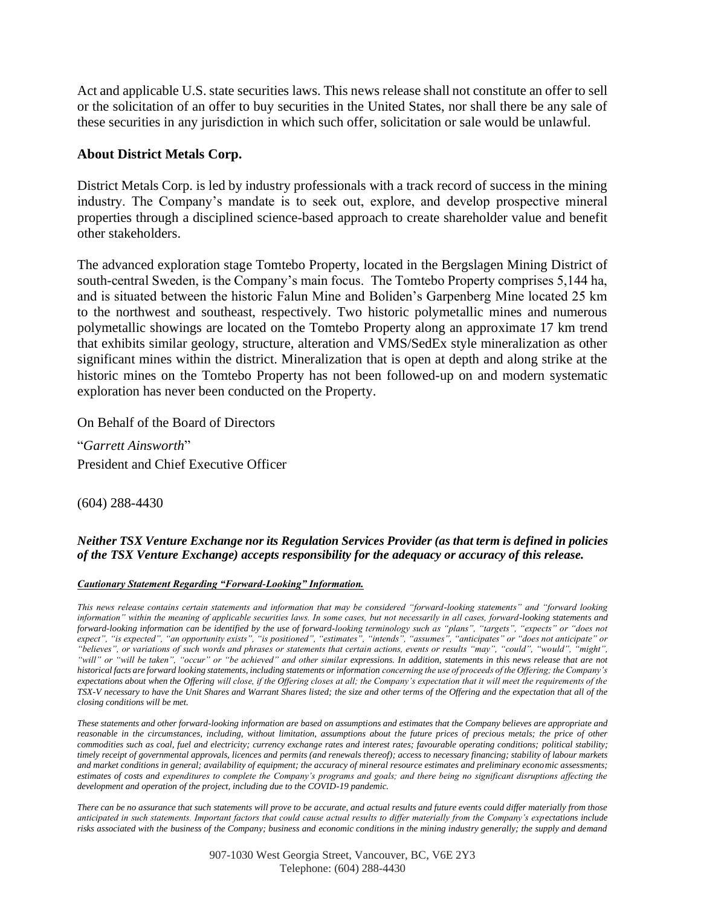Act and applicable U.S. state securities laws. This news release shall not constitute an offer to sell or the solicitation of an offer to buy securities in the United States, nor shall there be any sale of these securities in any jurisdiction in which such offer, solicitation or sale would be unlawful.

**About District Metals Corp.**

District Metals Corp. is led by industry professionals with a track record of success in the mining industry. The Company's mandate is to seek out, explore, and develop prospective mineral properties through a disciplined science-based approach to create shareholder value and benefit other stakeholders.

The advanced exploration stage Tomtebo Property, located in the Bergslagen Mining District of south-central Sweden, is the Company's main focus. The Tomtebo Property comprises 5,144 ha, and is situated between the historic Falun Mine and Boliden's Garpenberg Mine located 25 km to the northwest and southeast, respectively. Two historic polymetallic mines and numerous polymetallic showings are located on the Tomtebo Property along an approximate 17 km trend that exhibits similar geology, structure, alteration and VMS/SedEx style mineralization as other significant mines within the district. Mineralization that is open at depth and along strike at the historic mines on the Tomtebo Property has not been followed-up on and modern systematic exploration has never been conducted on the Property.

On Behalf of the Board of Directors

"*Garrett Ainsworth*"
President and Chief Executive Officer

(604) 288-4430

***Neither TSX Venture Exchange nor its Regulation Services Provider (as that term is defined in policies of the TSX Venture Exchange) accepts responsibility for the adequacy or accuracy of this release.***

***Cautionary Statement Regarding "Forward-Looking" Information.***

*This news release contains certain statements and information that may be considered "forward-looking statements" and "forward looking information" within the meaning of applicable securities laws. In some cases, but not necessarily in all cases, forward-looking statements and forward-looking information can be identified by the use of forward-looking terminology such as "plans", "targets", "expects" or "does not expect", "is expected", "an opportunity exists", "is positioned", "estimates", "intends", "assumes", "anticipates" or "does not anticipate" or "believes", or variations of such words and phrases or statements that certain actions, events or results "may", "could", "would", "might", "will" or "will be taken", "occur" or "be achieved" and other similar expressions. In addition, statements in this news release that are not historical facts are forward looking statements, including statements or information concerning the use of proceeds of the Offering; the Company's expectations about when the Offering will close, if the Offering closes at all; the Company's expectation that it will meet the requirements of the TSX-V necessary to have the Unit Shares and Warrant Shares listed; the size and other terms of the Offering and the expectation that all of the closing conditions will be met.*

*These statements and other forward-looking information are based on assumptions and estimates that the Company believes are appropriate and reasonable in the circumstances, including, without limitation, assumptions about the future prices of precious metals; the price of other commodities such as coal, fuel and electricity; currency exchange rates and interest rates; favourable operating conditions; political stability; timely receipt of governmental approvals, licences and permits (and renewals thereof); access to necessary financing; stability of labour markets and market conditions in general; availability of equipment; the accuracy of mineral resource estimates and preliminary economic assessments; estimates of costs and expenditures to complete the Company's programs and goals; and there being no significant disruptions affecting the development and operation of the project, including due to the COVID-19 pandemic.*

*There can be no assurance that such statements will prove to be accurate, and actual results and future events could differ materially from those anticipated in such statements. Important factors that could cause actual results to differ materially from the Company's expectations include risks associated with the business of the Company; business and economic conditions in the mining industry generally; the supply and demand*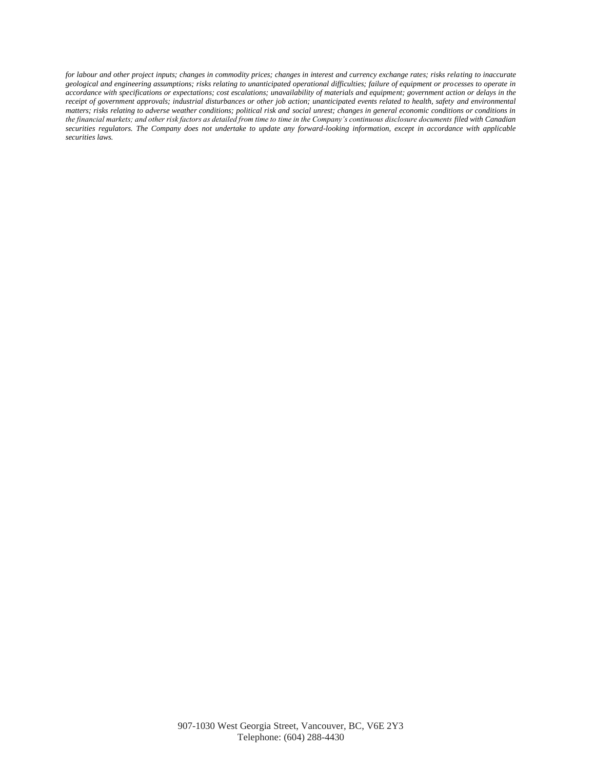*for labour and other project inputs; changes in commodity prices; changes in interest and currency exchange rates; risks relating to inaccurate geological and engineering assumptions; risks relating to unanticipated operational difficulties; failure of equipment or processes to operate in accordance with specifications or expectations; cost escalations; unavailability of materials and equipment; government action or delays in the receipt of government approvals; industrial disturbances or other job action; unanticipated events related to health, safety and environmental matters; risks relating to adverse weather conditions; political risk and social unrest; changes in general economic conditions or conditions in the financial markets; and other risk factors as detailed from time to time in the Company's continuous disclosure documents filed with Canadian securities regulators. The Company does not undertake to update any forward-looking information, except in accordance with applicable securities laws.*

907-1030 West Georgia Street, Vancouver, BC, V6E 2Y3
Telephone: (604) 288-4430